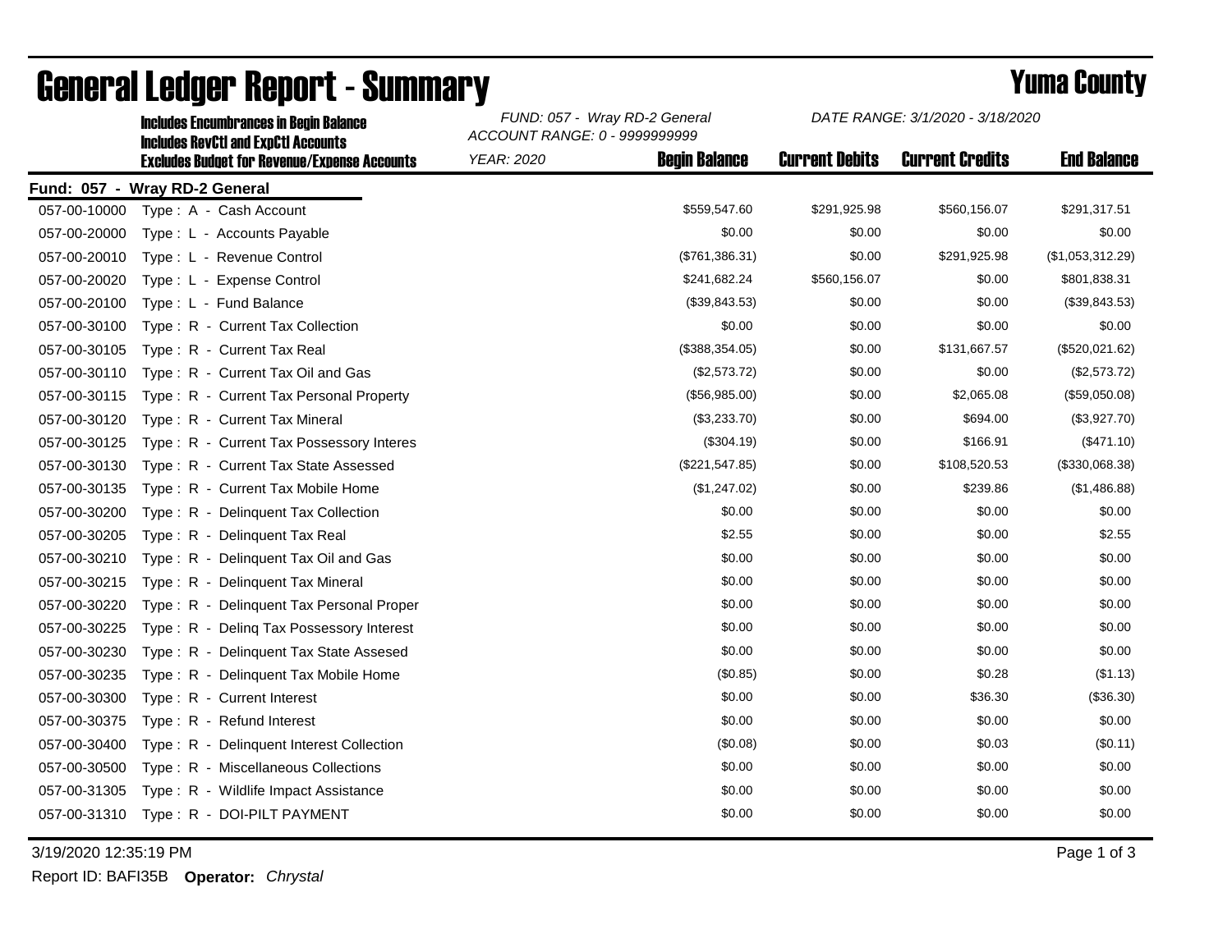# General Ledger Report - Summary

## Yuma County

**Includes Encumbrances in Begin Balance**
**Includes RevCtl and ExpCtl Accounts**
**Excludes Budget for Revenue/Expense Accounts**

*FUND: 057 - Wray RD-2 General*
*ACCOUNT RANGE: 0 - 9999999999*
*YEAR: 2020*

*DATE RANGE: 3/1/2020 - 3/18/2020*

**Fund: 057 - Wray RD-2 General**

| Account | Description | Begin Balance | Current Debits | Current Credits | End Balance |
|---|---|---|---|---|---|
| 057-00-10000 | Type : A - Cash Account | $559,547.60 | $291,925.98 | $560,156.07 | $291,317.51 |
| 057-00-20000 | Type : L - Accounts Payable | $0.00 | $0.00 | $0.00 | $0.00 |
| 057-00-20010 | Type : L - Revenue Control | ($761,386.31) | $0.00 | $291,925.98 | ($1,053,312.29) |
| 057-00-20020 | Type : L - Expense Control | $241,682.24 | $560,156.07 | $0.00 | $801,838.31 |
| 057-00-20100 | Type : L - Fund Balance | ($39,843.53) | $0.00 | $0.00 | ($39,843.53) |
| 057-00-30100 | Type : R - Current Tax Collection | $0.00 | $0.00 | $0.00 | $0.00 |
| 057-00-30105 | Type : R - Current Tax Real | ($388,354.05) | $0.00 | $131,667.57 | ($520,021.62) |
| 057-00-30110 | Type : R - Current Tax Oil and Gas | ($2,573.72) | $0.00 | $0.00 | ($2,573.72) |
| 057-00-30115 | Type : R - Current Tax Personal Property | ($56,985.00) | $0.00 | $2,065.08 | ($59,050.08) |
| 057-00-30120 | Type : R - Current Tax Mineral | ($3,233.70) | $0.00 | $694.00 | ($3,927.70) |
| 057-00-30125 | Type : R - Current Tax Possessory Interes | ($304.19) | $0.00 | $166.91 | ($471.10) |
| 057-00-30130 | Type : R - Current Tax State Assessed | ($221,547.85) | $0.00 | $108,520.53 | ($330,068.38) |
| 057-00-30135 | Type : R - Current Tax Mobile Home | ($1,247.02) | $0.00 | $239.86 | ($1,486.88) |
| 057-00-30200 | Type : R - Delinquent Tax Collection | $0.00 | $0.00 | $0.00 | $0.00 |
| 057-00-30205 | Type : R - Delinquent Tax Real | $2.55 | $0.00 | $0.00 | $2.55 |
| 057-00-30210 | Type : R - Delinquent Tax Oil and Gas | $0.00 | $0.00 | $0.00 | $0.00 |
| 057-00-30215 | Type : R - Delinquent Tax Mineral | $0.00 | $0.00 | $0.00 | $0.00 |
| 057-00-30220 | Type : R - Delinquent Tax Personal Proper | $0.00 | $0.00 | $0.00 | $0.00 |
| 057-00-30225 | Type : R - Delinq Tax Possessory Interest | $0.00 | $0.00 | $0.00 | $0.00 |
| 057-00-30230 | Type : R - Delinquent Tax State Assesed | $0.00 | $0.00 | $0.00 | $0.00 |
| 057-00-30235 | Type : R - Delinquent Tax Mobile Home | ($0.85) | $0.00 | $0.28 | ($1.13) |
| 057-00-30300 | Type : R - Current Interest | $0.00 | $0.00 | $36.30 | ($36.30) |
| 057-00-30375 | Type : R - Refund Interest | $0.00 | $0.00 | $0.00 | $0.00 |
| 057-00-30400 | Type : R - Delinquent Interest Collection | ($0.08) | $0.00 | $0.03 | ($0.11) |
| 057-00-30500 | Type : R - Miscellaneous Collections | $0.00 | $0.00 | $0.00 | $0.00 |
| 057-00-31305 | Type : R - Wildlife Impact Assistance | $0.00 | $0.00 | $0.00 | $0.00 |
| 057-00-31310 | Type : R - DOI-PILT PAYMENT | $0.00 | $0.00 | $0.00 | $0.00 |

3/19/2020 12:35:19 PM

Report ID: BAFI35B **Operator:** *Chrystal*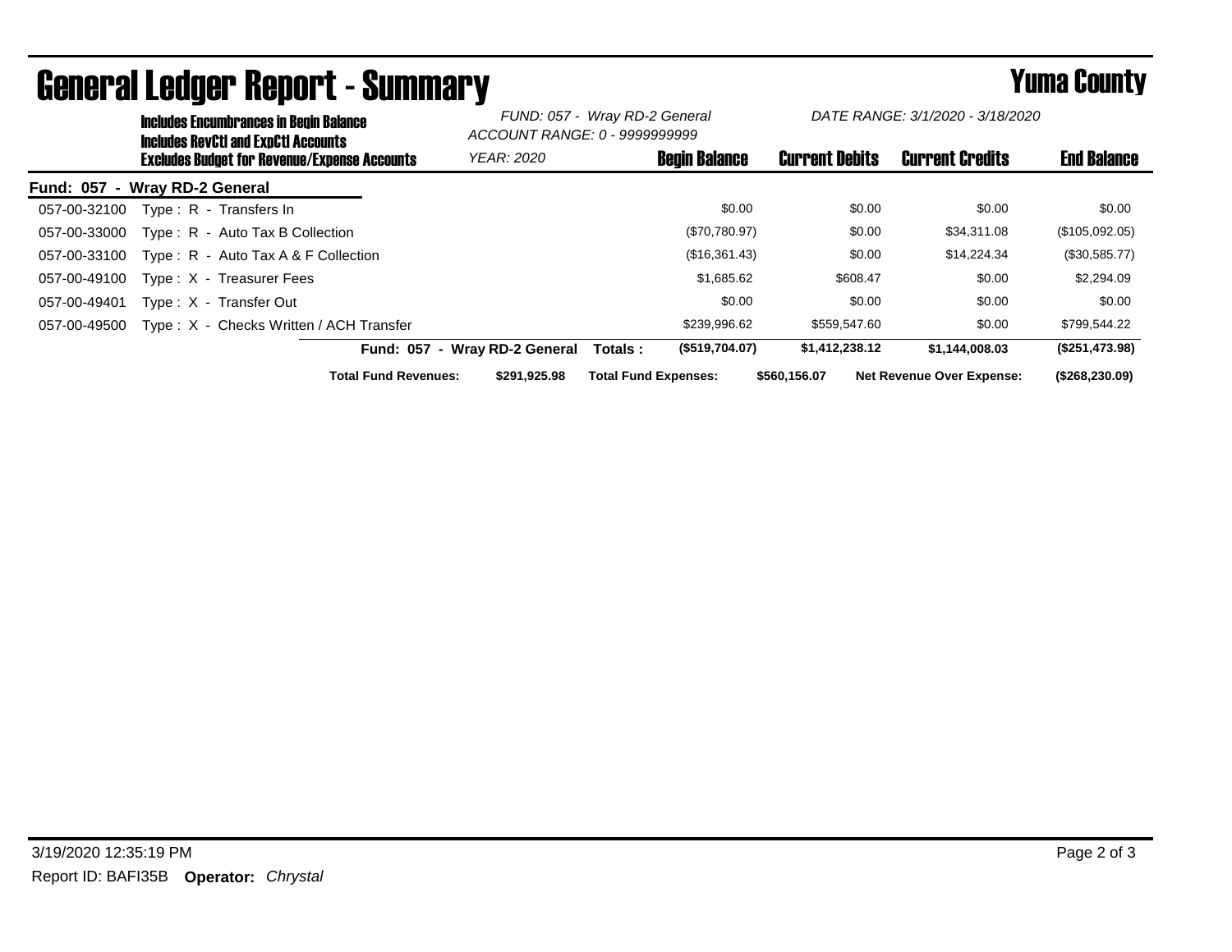# General Ledger Report - Summary

**Yuma County**

**Includes Encumbrances in Begin Balance**
**Includes RevCtl and ExpCtl Accounts**
**Excludes Budget for Revenue/Expense Accounts**

*FUND: 057 - Wray RD-2 General*
*ACCOUNT RANGE: 0 - 9999999999*
*YEAR: 2020*

*DATE RANGE: 3/1/2020 - 3/18/2020*

## Fund: 057 - Wray RD-2 General

| Account | Description | Begin Balance | Current Debits | Current Credits | End Balance |
|---|---|---|---|---|---|
| 057-00-32100 | Type : R - Transfers In | $0.00 | $0.00 | $0.00 | $0.00 |
| 057-00-33000 | Type : R - Auto Tax B Collection | ($70,780.97) | $0.00 | $34,311.08 | ($105,092.05) |
| 057-00-33100 | Type : R - Auto Tax A & F Collection | ($16,361.43) | $0.00 | $14,224.34 | ($30,585.77) |
| 057-00-49100 | Type : X - Treasurer Fees | $1,685.62 | $608.47 | $0.00 | $2,294.09 |
| 057-00-49401 | Type : X - Transfer Out | $0.00 | $0.00 | $0.00 | $0.00 |
| 057-00-49500 | Type : X - Checks Written / ACH Transfer | $239,996.62 | $559,547.60 | $0.00 | $799,544.22 |
| | **Fund: 057 - Wray RD-2 General Totals :** | **($519,704.07)** | **$1,412,238.12** | **$1,144,008.03** | **($251,473.98)** |

**Total Fund Revenues:** **$291,925.98** **Total Fund Expenses:** **$560,156.07** **Net Revenue Over Expense:** **($268,230.09)**

3/19/2020 12:35:19 PM

Report ID: BAFI35B **Operator:** *Chrystal*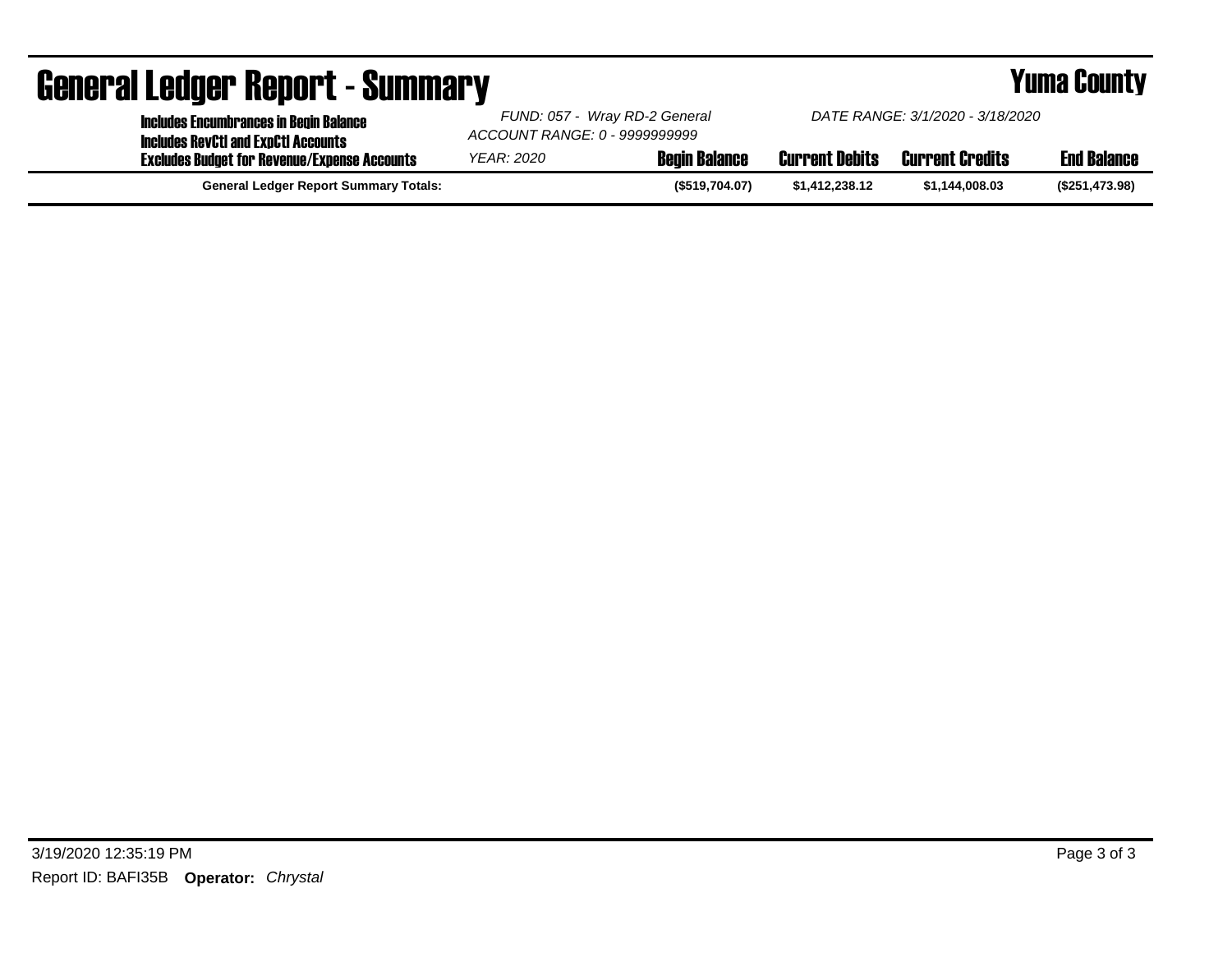# General Ledger Report - Summary

## Yuma County

**Includes Encumbrances in Begin Balance**
**Includes RevCtl and ExpCtl Accounts**
**Excludes Budget for Revenue/Expense Accounts**

*FUND: 057 - Wray RD-2 General*
*ACCOUNT RANGE: 0 - 9999999999*
*YEAR: 2020*

*DATE RANGE: 3/1/2020 - 3/18/2020*

| | Begin Balance | Current Debits | Current Credits | End Balance |
|---|---|---|---|---|
| **General Ledger Report Summary Totals:** | **($519,704.07)** | **$1,412,238.12** | **$1,144,008.03** | **($251,473.98)** |

3/19/2020 12:35:19 PM

Report ID: BAFI35B **Operator:** *Chrystal*